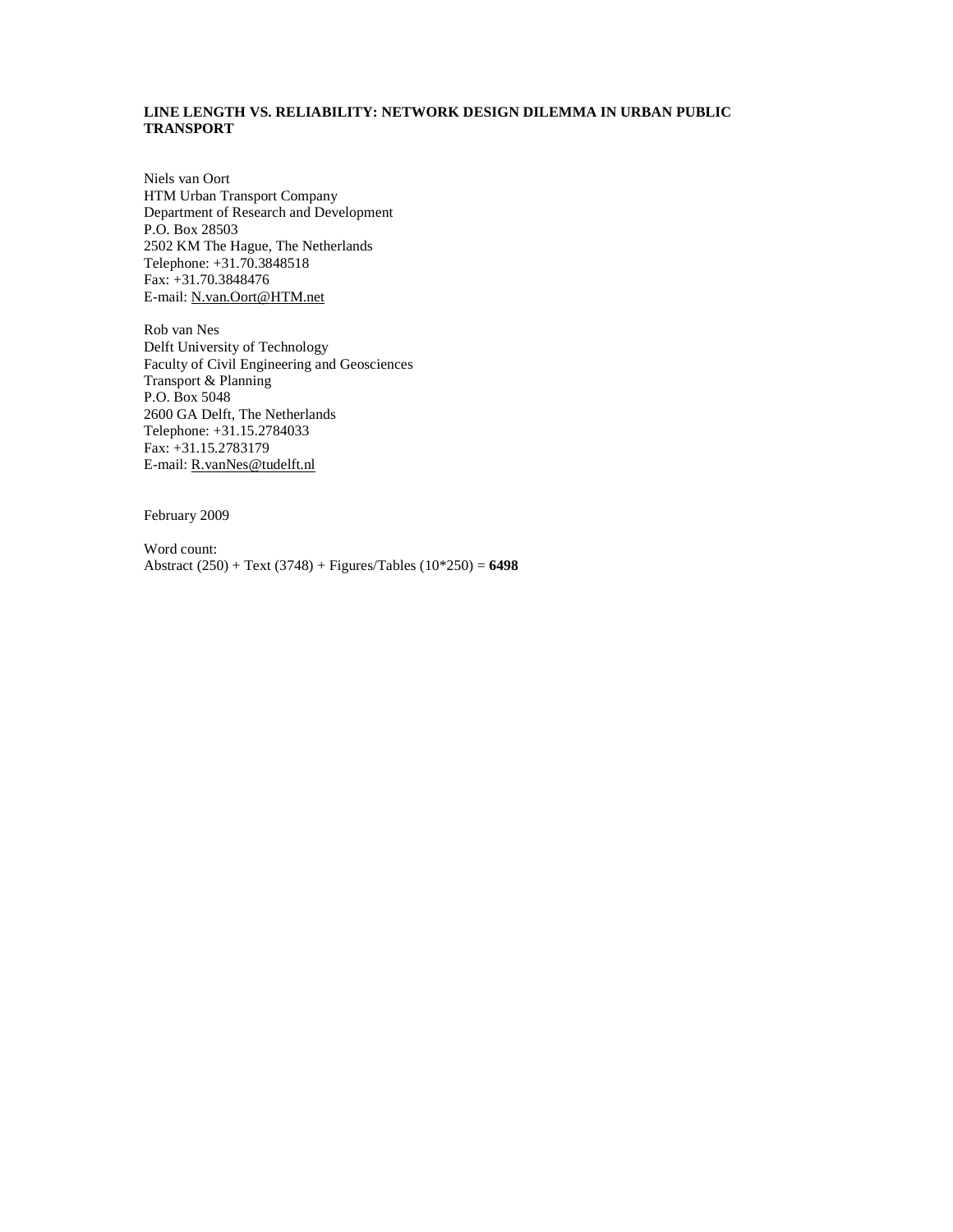# LINE LENGTH VS. RELIABILITY: NETWORK DESIGN DILEMMA IN URBAN PUBLIC TRANSPORT

Niels van Oort
HTM Urban Transport Company
Department of Research and Development
P.O. Box 28503
2502 KM The Hague, The Netherlands
Telephone: +31.70.3848518
Fax: +31.70.3848476
E-mail: N.van.Oort@HTM.net

Rob van Nes
Delft University of Technology
Faculty of Civil Engineering and Geosciences
Transport & Planning
P.O. Box 5048
2600 GA Delft, The Netherlands
Telephone: +31.15.2784033
Fax: +31.15.2783179
E-mail: R.vanNes@tudelft.nl

February 2009

Word count:
Abstract (250) + Text (3748) + Figures/Tables (10*250) = **6498**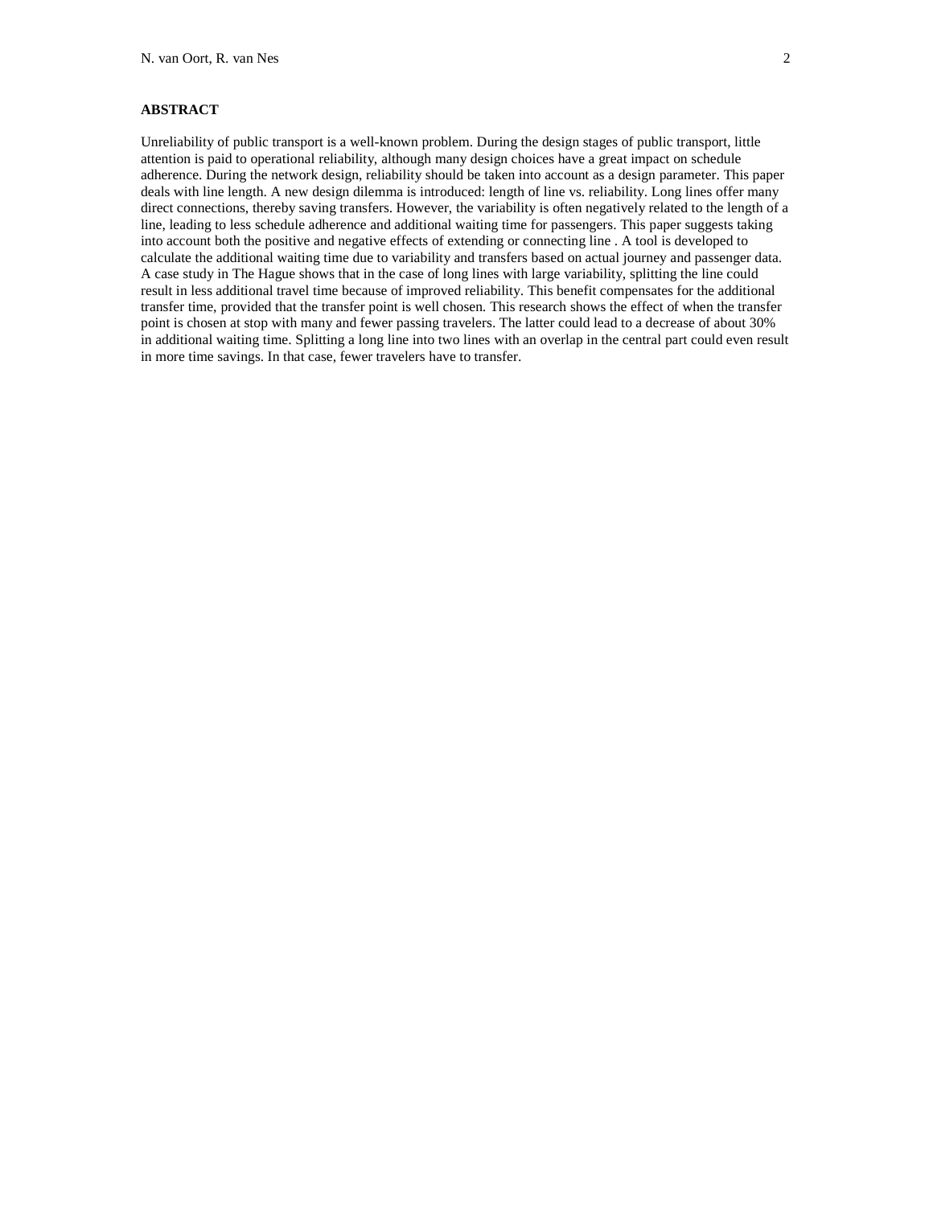**ABSTRACT**

Unreliability of public transport is a well-known problem. During the design stages of public transport, little attention is paid to operational reliability, although many design choices have a great impact on schedule adherence. During the network design, reliability should be taken into account as a design parameter. This paper deals with line length. A new design dilemma is introduced: length of line vs. reliability. Long lines offer many direct connections, thereby saving transfers. However, the variability is often negatively related to the length of a line, leading to less schedule adherence and additional waiting time for passengers. This paper suggests taking into account both the positive and negative effects of extending or connecting line . A tool is developed to calculate the additional waiting time due to variability and transfers based on actual journey and passenger data. A case study in The Hague shows that in the case of long lines with large variability, splitting the line could result in less additional travel time because of improved reliability. This benefit compensates for the additional transfer time, provided that the transfer point is well chosen. This research shows the effect of when the transfer point is chosen at stop with many and fewer passing travelers. The latter could lead to a decrease of about 30% in additional waiting time. Splitting a long line into two lines with an overlap in the central part could even result in more time savings. In that case, fewer travelers have to transfer.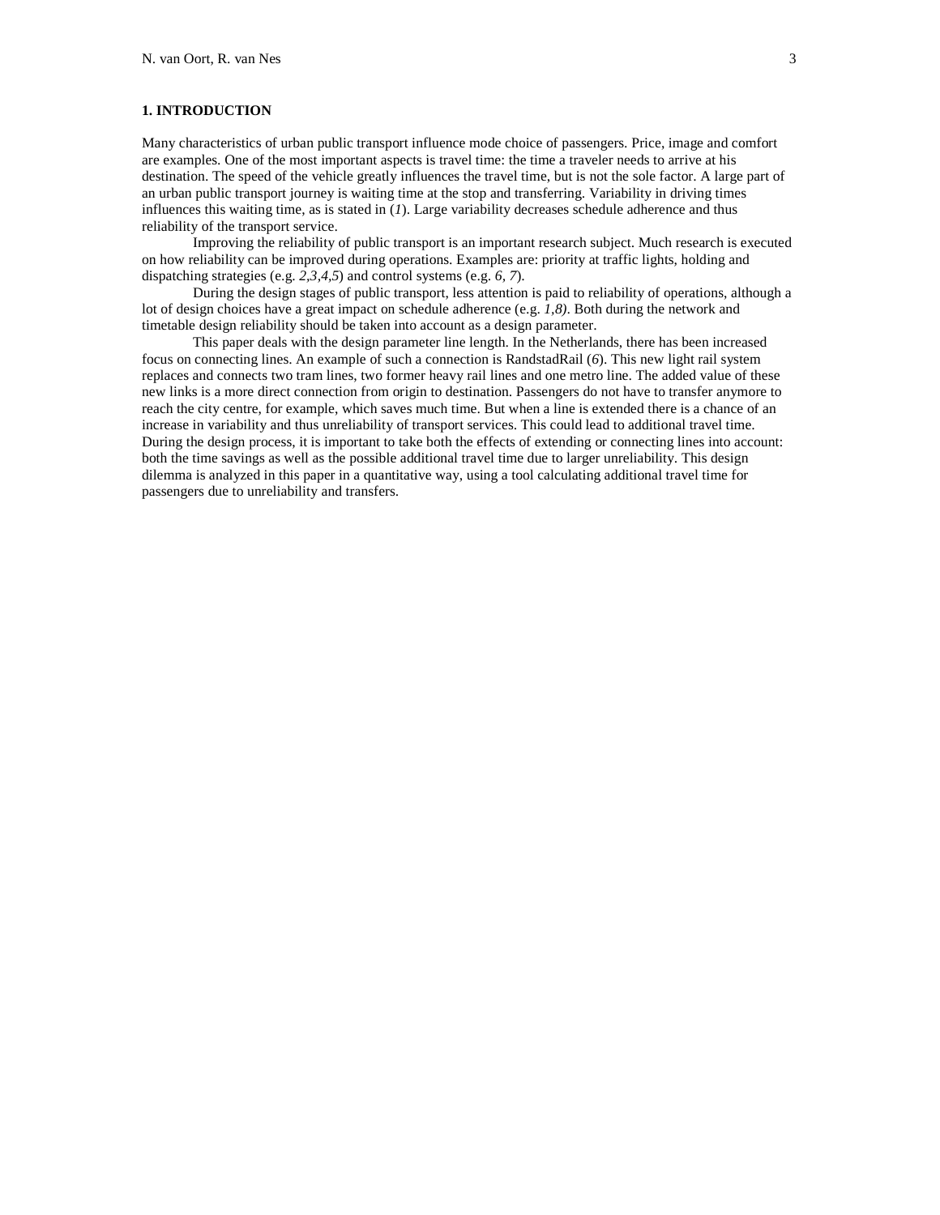## 1. INTRODUCTION

Many characteristics of urban public transport influence mode choice of passengers. Price, image and comfort are examples. One of the most important aspects is travel time: the time a traveler needs to arrive at his destination. The speed of the vehicle greatly influences the travel time, but is not the sole factor. A large part of an urban public transport journey is waiting time at the stop and transferring. Variability in driving times influences this waiting time, as is stated in (*1*). Large variability decreases schedule adherence and thus reliability of the transport service.

Improving the reliability of public transport is an important research subject. Much research is executed on how reliability can be improved during operations. Examples are: priority at traffic lights, holding and dispatching strategies (e.g. *2,3,4,5*) and control systems (e.g. *6, 7*).

During the design stages of public transport, less attention is paid to reliability of operations, although a lot of design choices have a great impact on schedule adherence (e.g. *1,8)*. Both during the network and timetable design reliability should be taken into account as a design parameter.

This paper deals with the design parameter line length. In the Netherlands, there has been increased focus on connecting lines. An example of such a connection is RandstadRail (*6*). This new light rail system replaces and connects two tram lines, two former heavy rail lines and one metro line. The added value of these new links is a more direct connection from origin to destination. Passengers do not have to transfer anymore to reach the city centre, for example, which saves much time. But when a line is extended there is a chance of an increase in variability and thus unreliability of transport services. This could lead to additional travel time. During the design process, it is important to take both the effects of extending or connecting lines into account: both the time savings as well as the possible additional travel time due to larger unreliability. This design dilemma is analyzed in this paper in a quantitative way, using a tool calculating additional travel time for passengers due to unreliability and transfers.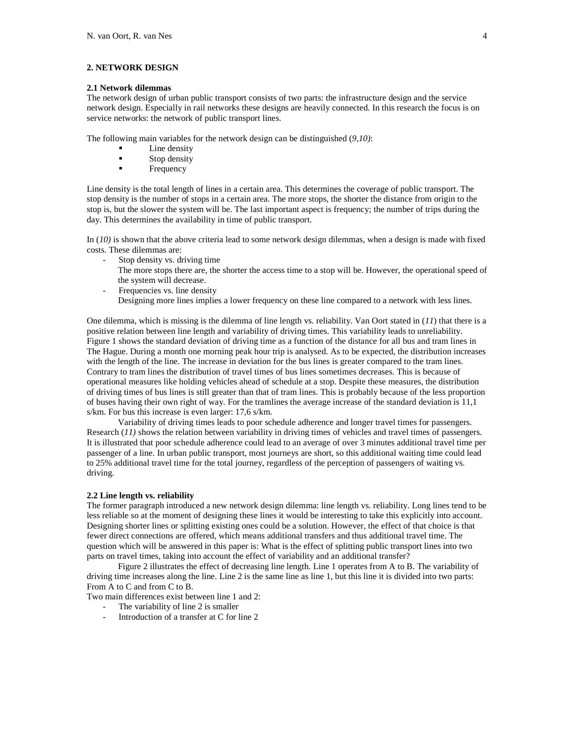## 2. NETWORK DESIGN

### 2.1 Network dilemmas

The network design of urban public transport consists of two parts: the infrastructure design and the service network design. Especially in rail networks these designs are heavily connected. In this research the focus is on service networks: the network of public transport lines.

The following main variables for the network design can be distinguished (*9,10)*:

- Line density
- Stop density
- Frequency

Line density is the total length of lines in a certain area. This determines the coverage of public transport. The stop density is the number of stops in a certain area. The more stops, the shorter the distance from origin to the stop is, but the slower the system will be. The last important aspect is frequency; the number of trips during the day. This determines the availability in time of public transport.

In (*10)* is shown that the above criteria lead to some network design dilemmas, when a design is made with fixed costs. These dilemmas are:

- Stop density vs. driving time
  The more stops there are, the shorter the access time to a stop will be. However, the operational speed of the system will decrease.
- Frequencies vs. line density
  Designing more lines implies a lower frequency on these line compared to a network with less lines.

One dilemma, which is missing is the dilemma of line length vs. reliability. Van Oort stated in (*11*) that there is a positive relation between line length and variability of driving times. This variability leads to unreliability. Figure 1 shows the standard deviation of driving time as a function of the distance for all bus and tram lines in The Hague. During a month one morning peak hour trip is analysed. As to be expected, the distribution increases with the length of the line. The increase in deviation for the bus lines is greater compared to the tram lines. Contrary to tram lines the distribution of travel times of bus lines sometimes decreases. This is because of operational measures like holding vehicles ahead of schedule at a stop. Despite these measures, the distribution of driving times of bus lines is still greater than that of tram lines. This is probably because of the less proportion of buses having their own right of way. For the tramlines the average increase of the standard deviation is 11,1 s/km. For bus this increase is even larger: 17,6 s/km.

Variability of driving times leads to poor schedule adherence and longer travel times for passengers. Research (*11)* shows the relation between variability in driving times of vehicles and travel times of passengers. It is illustrated that poor schedule adherence could lead to an average of over 3 minutes additional travel time per passenger of a line. In urban public transport, most journeys are short, so this additional waiting time could lead to 25% additional travel time for the total journey, regardless of the perception of passengers of waiting vs. driving.

### 2.2 Line length vs. reliability

The former paragraph introduced a new network design dilemma: line length vs. reliability. Long lines tend to be less reliable so at the moment of designing these lines it would be interesting to take this explicitly into account. Designing shorter lines or splitting existing ones could be a solution. However, the effect of that choice is that fewer direct connections are offered, which means additional transfers and thus additional travel time. The question which will be answered in this paper is: What is the effect of splitting public transport lines into two parts on travel times, taking into account the effect of variability and an additional transfer?

Figure 2 illustrates the effect of decreasing line length. Line 1 operates from A to B. The variability of driving time increases along the line. Line 2 is the same line as line 1, but this line it is divided into two parts: From A to C and from C to B.

Two main differences exist between line 1 and 2:

- The variability of line 2 is smaller
- Introduction of a transfer at C for line 2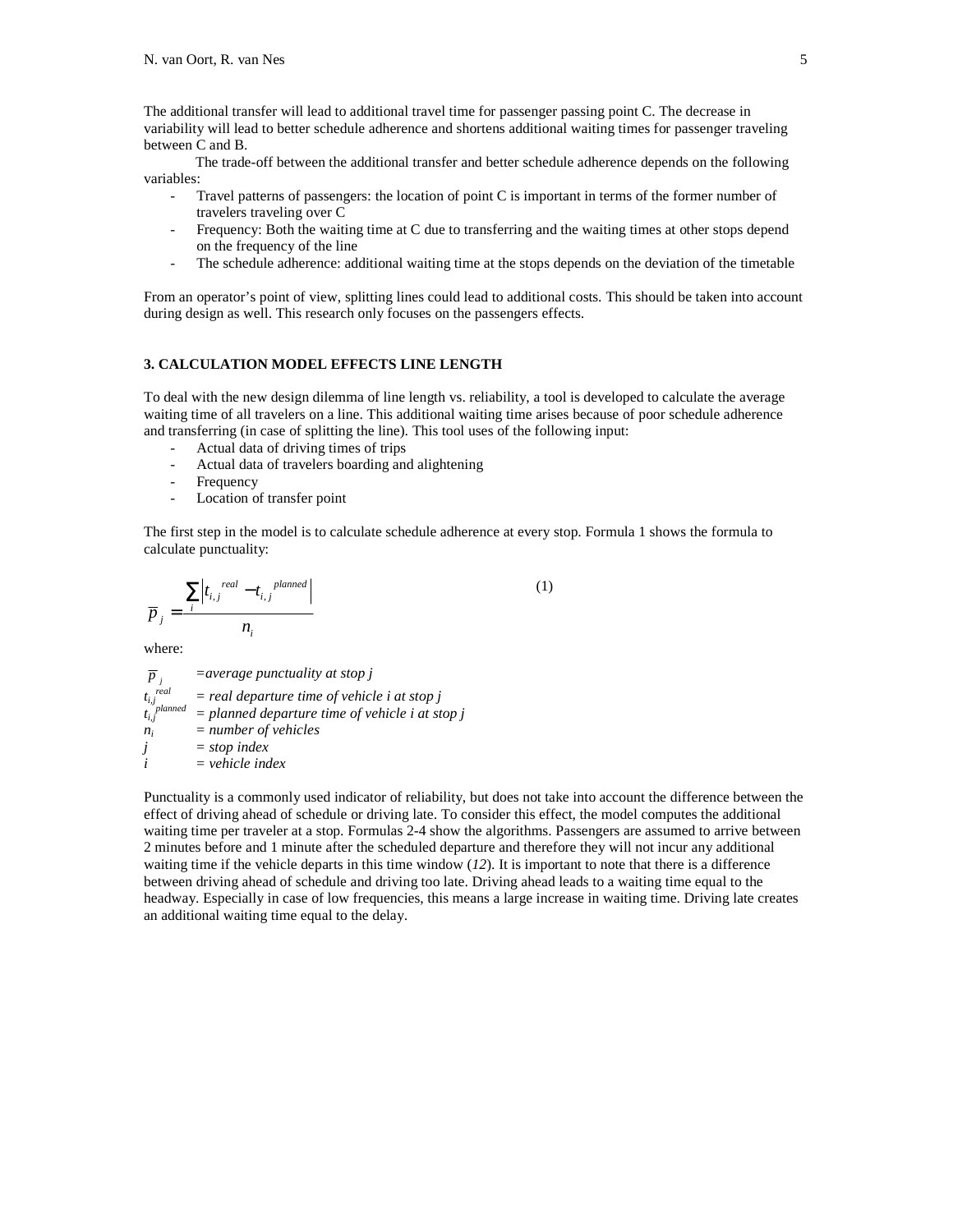The additional transfer will lead to additional travel time for passenger passing point C. The decrease in variability will lead to better schedule adherence and shortens additional waiting times for passenger traveling between C and B.

The trade-off between the additional transfer and better schedule adherence depends on the following variables:

- Travel patterns of passengers: the location of point C is important in terms of the former number of travelers traveling over C
- Frequency: Both the waiting time at C due to transferring and the waiting times at other stops depend on the frequency of the line
- The schedule adherence: additional waiting time at the stops depends on the deviation of the timetable

From an operator's point of view, splitting lines could lead to additional costs. This should be taken into account during design as well. This research only focuses on the passengers effects.

### 3. CALCULATION MODEL EFFECTS LINE LENGTH

To deal with the new design dilemma of line length vs. reliability, a tool is developed to calculate the average waiting time of all travelers on a line. This additional waiting time arises because of poor schedule adherence and transferring (in case of splitting the line). This tool uses of the following input:

- Actual data of driving times of trips
- Actual data of travelers boarding and alightening
- Frequency
- Location of transfer point

The first step in the model is to calculate schedule adherence at every stop. Formula 1 shows the formula to calculate punctuality:

$$\overline{p}_j = \frac{\sum_i \left| t_{i,j}^{real} - t_{i,j}^{planned} \right|}{n_i} \tag{1}$$

where:

$\overline{p}_j$ = *average punctuality at stop j*
$t_{i,j}^{real}$ = *real departure time of vehicle i at stop j*
$t_{i,j}^{planned}$ = *planned departure time of vehicle i at stop j*
$n_i$ = *number of vehicles*
$j$ = *stop index*
$i$ = *vehicle index*

Punctuality is a commonly used indicator of reliability, but does not take into account the difference between the effect of driving ahead of schedule or driving late. To consider this effect, the model computes the additional waiting time per traveler at a stop. Formulas 2-4 show the algorithms. Passengers are assumed to arrive between 2 minutes before and 1 minute after the scheduled departure and therefore they will not incur any additional waiting time if the vehicle departs in this time window (*12*). It is important to note that there is a difference between driving ahead of schedule and driving too late. Driving ahead leads to a waiting time equal to the headway. Especially in case of low frequencies, this means a large increase in waiting time. Driving late creates an additional waiting time equal to the delay.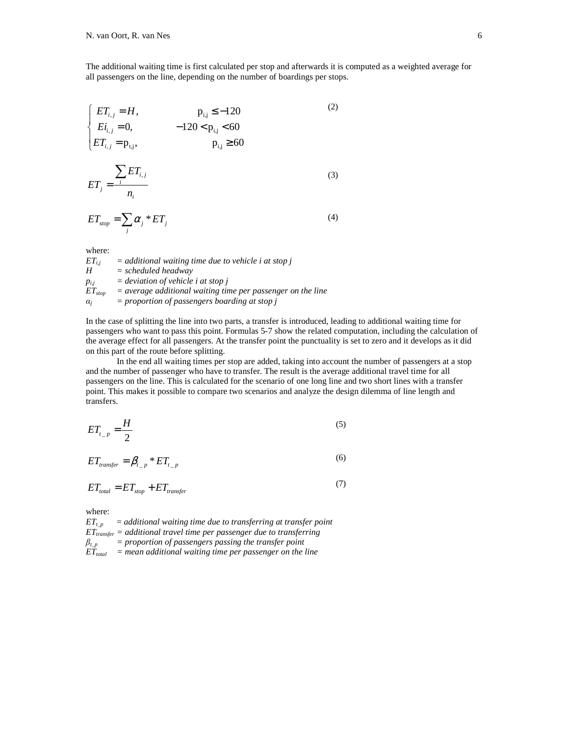The additional waiting time is first calculated per stop and afterwards it is computed as a weighted average for all passengers on the line, depending on the number of boardings per stops.

$$\begin{cases} ET_{i,j} = H, & \mathrm{p_{i,j}} \leq -120 \\ Ei_{i,j} = 0, & -120 < \mathrm{p_{i,j}} < 60 \\ ET_{i,j} = \mathrm{p_{t,j}}, & \mathrm{p_{i,j}} \geq 60 \end{cases} \tag{2}$$

$$ET_j = \frac{\sum_i ET_{i,j}}{n_i} \tag{3}$$

$$ET_{stop} = \sum_j \alpha_j * ET_j \tag{4}$$

where:

- $ET_{i,j}$ = *additional waiting time due to vehicle i at stop j*
- $H$ = *scheduled headway*
- $p_{i,j}$ = *deviation of vehicle i at stop j*
- $ET_{stop}$ = *average additional waiting time per passenger on the line*
- $\alpha_j$ = *proportion of passengers boarding at stop j*

In the case of splitting the line into two parts, a transfer is introduced, leading to additional waiting time for passengers who want to pass this point. Formulas 5-7 show the related computation, including the calculation of the average effect for all passengers. At the transfer point the punctuality is set to zero and it develops as it did on this part of the route before splitting.

In the end all waiting times per stop are added, taking into account the number of passengers at a stop and the number of passenger who have to transfer. The result is the average additional travel time for all passengers on the line. This is calculated for the scenario of one long line and two short lines with a transfer point. This makes it possible to compare two scenarios and analyze the design dilemma of line length and transfers.

$$ET_{t\_p} = \frac{H}{2} \tag{5}$$

$$ET_{transfer} = \beta_{t\_p} * ET_{t\_p} \tag{6}$$

$$ET_{total} = ET_{stop} + ET_{transfer} \tag{7}$$

where:

- $ET_{t\_p}$ = *additional waiting time due to transferring at transfer point*
- $ET_{transfer}$ = *additional travel time per passenger due to transferring*
- $\beta_{t\_p}$ = *proportion of passengers passing the transfer point*
- $ET_{total}$ = *mean additional waiting time per passenger on the line*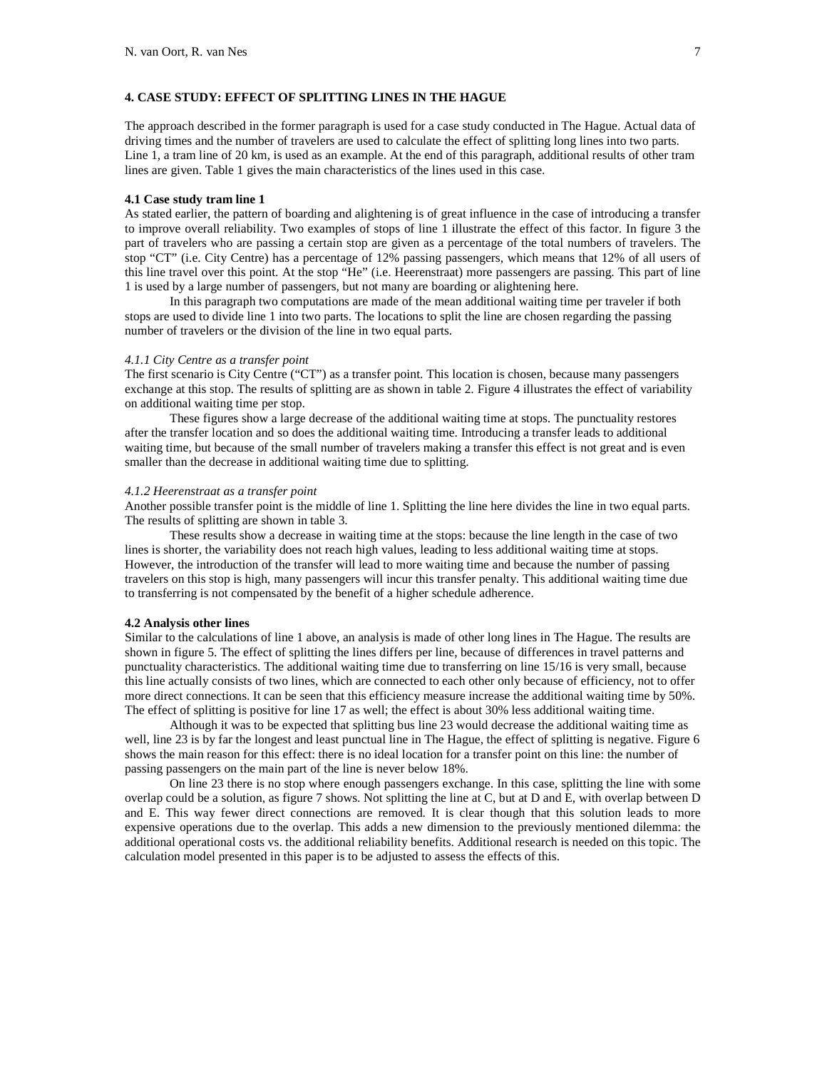## 4. CASE STUDY: EFFECT OF SPLITTING LINES IN THE HAGUE

The approach described in the former paragraph is used for a case study conducted in The Hague. Actual data of driving times and the number of travelers are used to calculate the effect of splitting long lines into two parts. Line 1, a tram line of 20 km, is used as an example. At the end of this paragraph, additional results of other tram lines are given. Table 1 gives the main characteristics of the lines used in this case.

### 4.1 Case study tram line 1

As stated earlier, the pattern of boarding and alightening is of great influence in the case of introducing a transfer to improve overall reliability. Two examples of stops of line 1 illustrate the effect of this factor. In figure 3 the part of travelers who are passing a certain stop are given as a percentage of the total numbers of travelers. The stop "CT" (i.e. City Centre) has a percentage of 12% passing passengers, which means that 12% of all users of this line travel over this point. At the stop "He" (i.e. Heerenstraat) more passengers are passing. This part of line 1 is used by a large number of passengers, but not many are boarding or alightening here.

In this paragraph two computations are made of the mean additional waiting time per traveler if both stops are used to divide line 1 into two parts. The locations to split the line are chosen regarding the passing number of travelers or the division of the line in two equal parts.

#### *4.1.1 City Centre as a transfer point*

The first scenario is City Centre ("CT") as a transfer point. This location is chosen, because many passengers exchange at this stop. The results of splitting are as shown in table 2. Figure 4 illustrates the effect of variability on additional waiting time per stop.

These figures show a large decrease of the additional waiting time at stops. The punctuality restores after the transfer location and so does the additional waiting time. Introducing a transfer leads to additional waiting time, but because of the small number of travelers making a transfer this effect is not great and is even smaller than the decrease in additional waiting time due to splitting.

#### *4.1.2 Heerenstraat as a transfer point*

Another possible transfer point is the middle of line 1. Splitting the line here divides the line in two equal parts. The results of splitting are shown in table 3.

These results show a decrease in waiting time at the stops: because the line length in the case of two lines is shorter, the variability does not reach high values, leading to less additional waiting time at stops. However, the introduction of the transfer will lead to more waiting time and because the number of passing travelers on this stop is high, many passengers will incur this transfer penalty. This additional waiting time due to transferring is not compensated by the benefit of a higher schedule adherence.

### 4.2 Analysis other lines

Similar to the calculations of line 1 above, an analysis is made of other long lines in The Hague. The results are shown in figure 5. The effect of splitting the lines differs per line, because of differences in travel patterns and punctuality characteristics. The additional waiting time due to transferring on line 15/16 is very small, because this line actually consists of two lines, which are connected to each other only because of efficiency, not to offer more direct connections. It can be seen that this efficiency measure increase the additional waiting time by 50%. The effect of splitting is positive for line 17 as well; the effect is about 30% less additional waiting time.

Although it was to be expected that splitting bus line 23 would decrease the additional waiting time as well, line 23 is by far the longest and least punctual line in The Hague, the effect of splitting is negative. Figure 6 shows the main reason for this effect: there is no ideal location for a transfer point on this line: the number of passing passengers on the main part of the line is never below 18%.

On line 23 there is no stop where enough passengers exchange. In this case, splitting the line with some overlap could be a solution, as figure 7 shows. Not splitting the line at C, but at D and E, with overlap between D and E. This way fewer direct connections are removed. It is clear though that this solution leads to more expensive operations due to the overlap. This adds a new dimension to the previously mentioned dilemma: the additional operational costs vs. the additional reliability benefits. Additional research is needed on this topic. The calculation model presented in this paper is to be adjusted to assess the effects of this.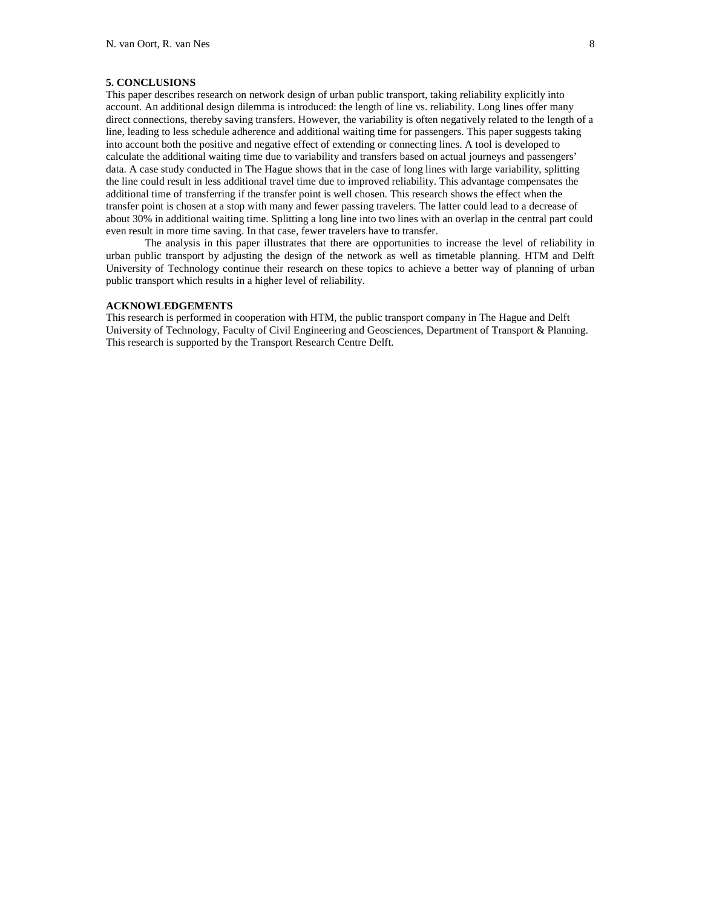## 5. CONCLUSIONS

This paper describes research on network design of urban public transport, taking reliability explicitly into account. An additional design dilemma is introduced: the length of line vs. reliability. Long lines offer many direct connections, thereby saving transfers. However, the variability is often negatively related to the length of a line, leading to less schedule adherence and additional waiting time for passengers. This paper suggests taking into account both the positive and negative effect of extending or connecting lines. A tool is developed to calculate the additional waiting time due to variability and transfers based on actual journeys and passengers' data. A case study conducted in The Hague shows that in the case of long lines with large variability, splitting the line could result in less additional travel time due to improved reliability. This advantage compensates the additional time of transferring if the transfer point is well chosen. This research shows the effect when the transfer point is chosen at a stop with many and fewer passing travelers. The latter could lead to a decrease of about 30% in additional waiting time. Splitting a long line into two lines with an overlap in the central part could even result in more time saving. In that case, fewer travelers have to transfer.

The analysis in this paper illustrates that there are opportunities to increase the level of reliability in urban public transport by adjusting the design of the network as well as timetable planning. HTM and Delft University of Technology continue their research on these topics to achieve a better way of planning of urban public transport which results in a higher level of reliability.

## ACKNOWLEDGEMENTS

This research is performed in cooperation with HTM, the public transport company in The Hague and Delft University of Technology, Faculty of Civil Engineering and Geosciences, Department of Transport & Planning. This research is supported by the Transport Research Centre Delft.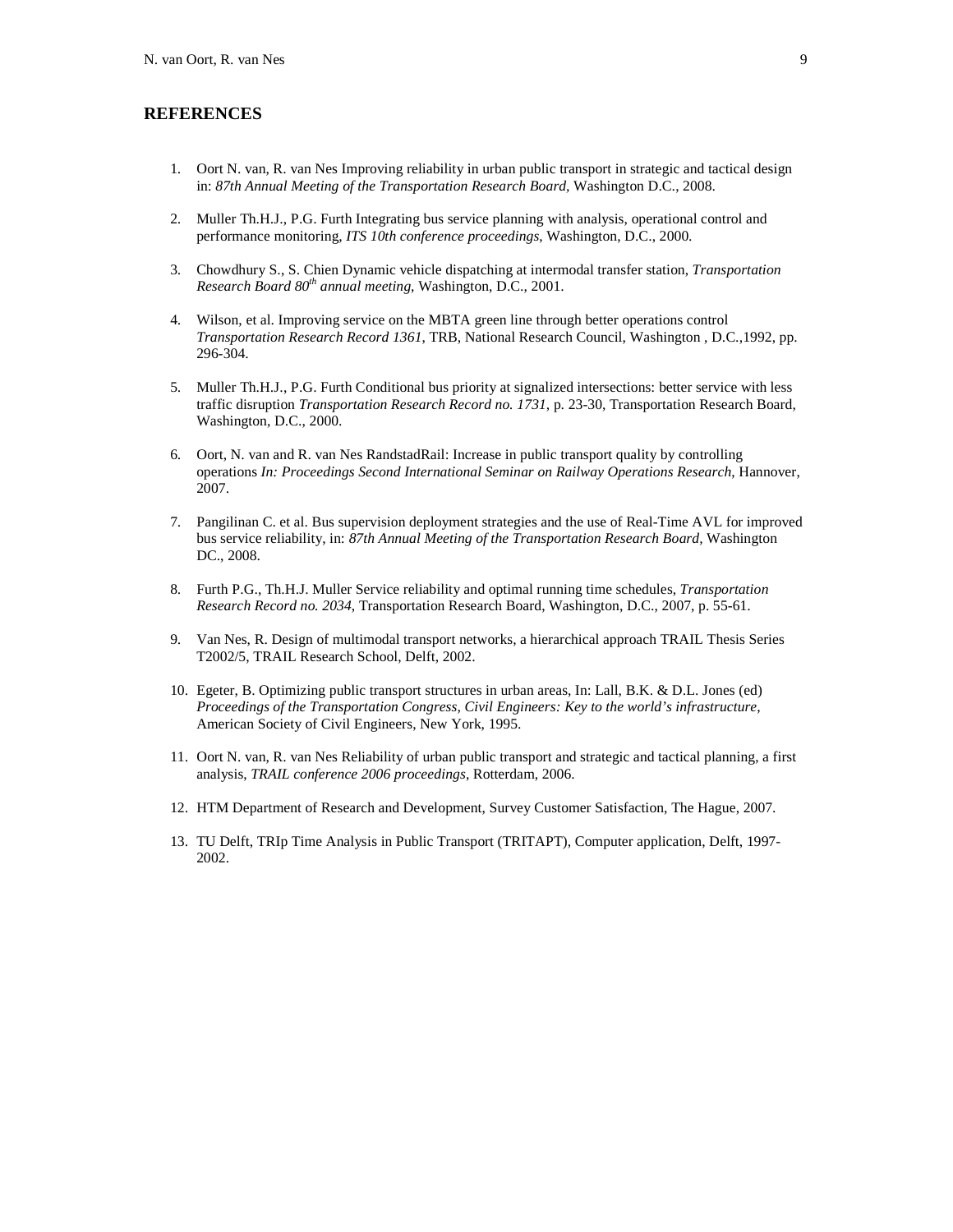## REFERENCES

1. Oort N. van, R. van Nes Improving reliability in urban public transport in strategic and tactical design in: *87th Annual Meeting of the Transportation Research Board*, Washington D.C., 2008.

2. Muller Th.H.J., P.G. Furth Integrating bus service planning with analysis, operational control and performance monitoring, *ITS 10th conference proceedings*, Washington, D.C., 2000.

3. Chowdhury S., S. Chien Dynamic vehicle dispatching at intermodal transfer station, *Transportation Research Board 80th annual meeting*, Washington, D.C., 2001.

4. Wilson, et al. Improving service on the MBTA green line through better operations control *Transportation Research Record 1361*, TRB, National Research Council, Washington , D.C.,1992, pp. 296-304.

5. Muller Th.H.J., P.G. Furth Conditional bus priority at signalized intersections: better service with less traffic disruption *Transportation Research Record no. 1731*, p. 23-30, Transportation Research Board, Washington, D.C., 2000.

6. Oort, N. van and R. van Nes RandstadRail: Increase in public transport quality by controlling operations *In: Proceedings Second International Seminar on Railway Operations Research*, Hannover, 2007.

7. Pangilinan C. et al. Bus supervision deployment strategies and the use of Real-Time AVL for improved bus service reliability, in: *87th Annual Meeting of the Transportation Research Board*, Washington DC., 2008.

8. Furth P.G., Th.H.J. Muller Service reliability and optimal running time schedules, *Transportation Research Record no. 2034*, Transportation Research Board, Washington, D.C., 2007, p. 55-61.

9. Van Nes, R. Design of multimodal transport networks, a hierarchical approach TRAIL Thesis Series T2002/5, TRAIL Research School, Delft, 2002.

10. Egeter, B. Optimizing public transport structures in urban areas, In: Lall, B.K. & D.L. Jones (ed) *Proceedings of the Transportation Congress, Civil Engineers: Key to the world's infrastructure*, American Society of Civil Engineers, New York, 1995.

11. Oort N. van, R. van Nes Reliability of urban public transport and strategic and tactical planning, a first analysis, *TRAIL conference 2006 proceedings*, Rotterdam, 2006.

12. HTM Department of Research and Development, Survey Customer Satisfaction, The Hague, 2007.

13. TU Delft, TRIp Time Analysis in Public Transport (TRITAPT), Computer application, Delft, 1997-2002.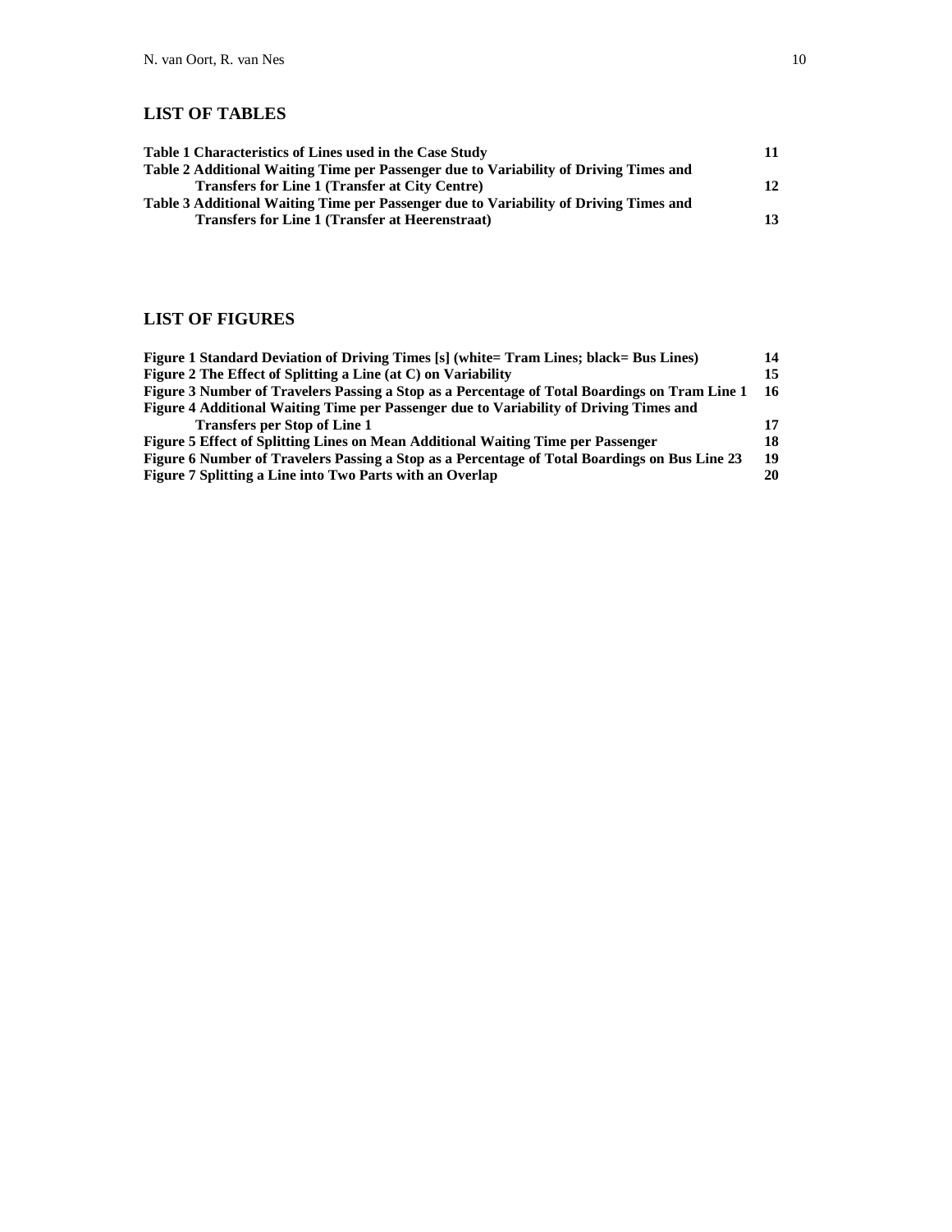## LIST OF TABLES

**Table 1 Characteristics of Lines used in the Case Study** **11**
**Table 2 Additional Waiting Time per Passenger due to Variability of Driving Times and Transfers for Line 1 (Transfer at City Centre)** **12**
**Table 3 Additional Waiting Time per Passenger due to Variability of Driving Times and Transfers for Line 1 (Transfer at Heerenstraat)** **13**

## LIST OF FIGURES

**Figure 1 Standard Deviation of Driving Times [s] (white= Tram Lines; black= Bus Lines)** **14**
**Figure 2 The Effect of Splitting a Line (at C) on Variability** **15**
**Figure 3 Number of Travelers Passing a Stop as a Percentage of Total Boardings on Tram Line 1** **16**
**Figure 4 Additional Waiting Time per Passenger due to Variability of Driving Times and Transfers per Stop of Line 1** **17**
**Figure 5 Effect of Splitting Lines on Mean Additional Waiting Time per Passenger** **18**
**Figure 6 Number of Travelers Passing a Stop as a Percentage of Total Boardings on Bus Line 23** **19**
**Figure 7 Splitting a Line into Two Parts with an Overlap** **20**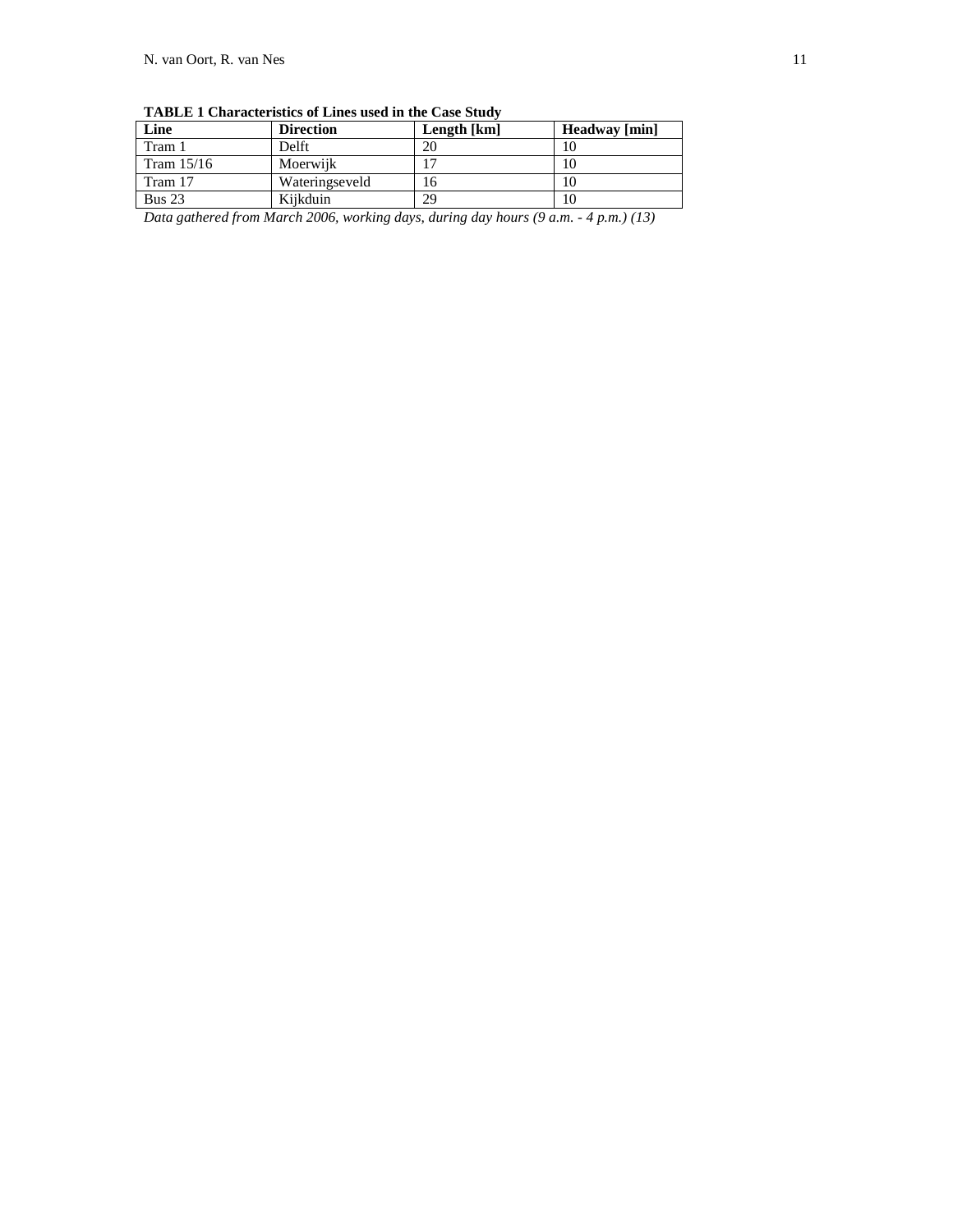**TABLE 1 Characteristics of Lines used in the Case Study**

| Line | Direction | Length [km] | Headway [min] |
|---|---|---|---|
| Tram 1 | Delft | 20 | 10 |
| Tram 15/16 | Moerwijk | 17 | 10 |
| Tram 17 | Wateringseveld | 16 | 10 |
| Bus 23 | Kijkduin | 29 | 10 |

*Data gathered from March 2006, working days, during day hours (9 a.m. - 4 p.m.) (13)*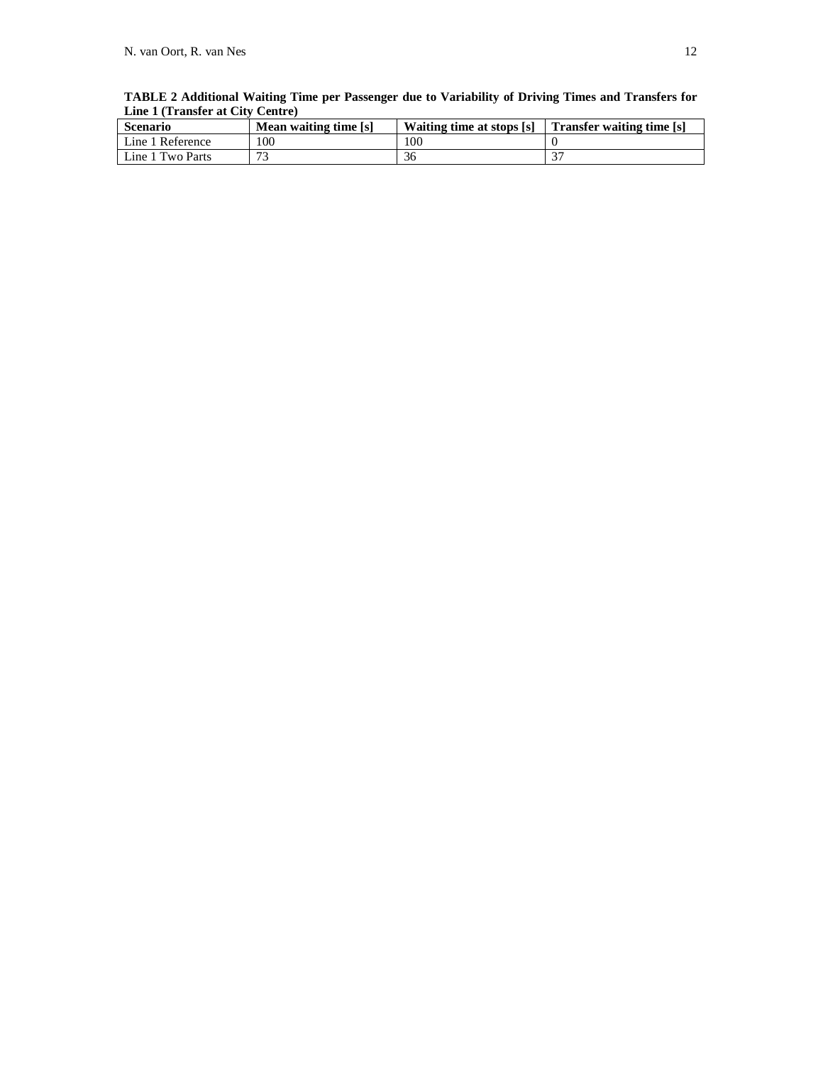**TABLE 2 Additional Waiting Time per Passenger due to Variability of Driving Times and Transfers for Line 1 (Transfer at City Centre)**

| Scenario | Mean waiting time [s] | Waiting time at stops [s] | Transfer waiting time [s] |
|---|---|---|---|
| Line 1 Reference | 100 | 100 | 0 |
| Line 1 Two Parts | 73 | 36 | 37 |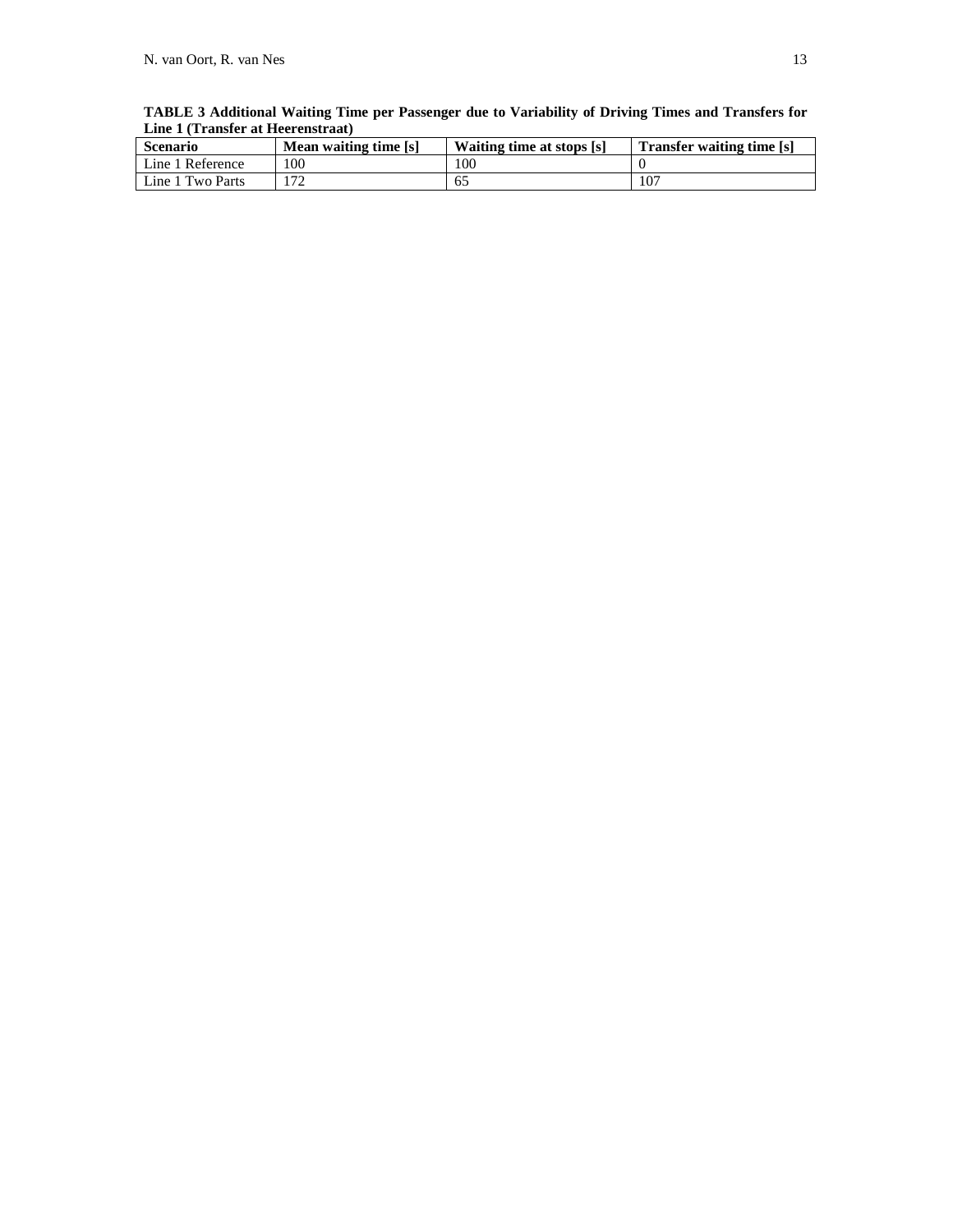**TABLE 3 Additional Waiting Time per Passenger due to Variability of Driving Times and Transfers for Line 1 (Transfer at Heerenstraat)**

| Scenario | Mean waiting time [s] | Waiting time at stops [s] | Transfer waiting time [s] |
|---|---|---|---|
| Line 1 Reference | 100 | 100 | 0 |
| Line 1 Two Parts | 172 | 65 | 107 |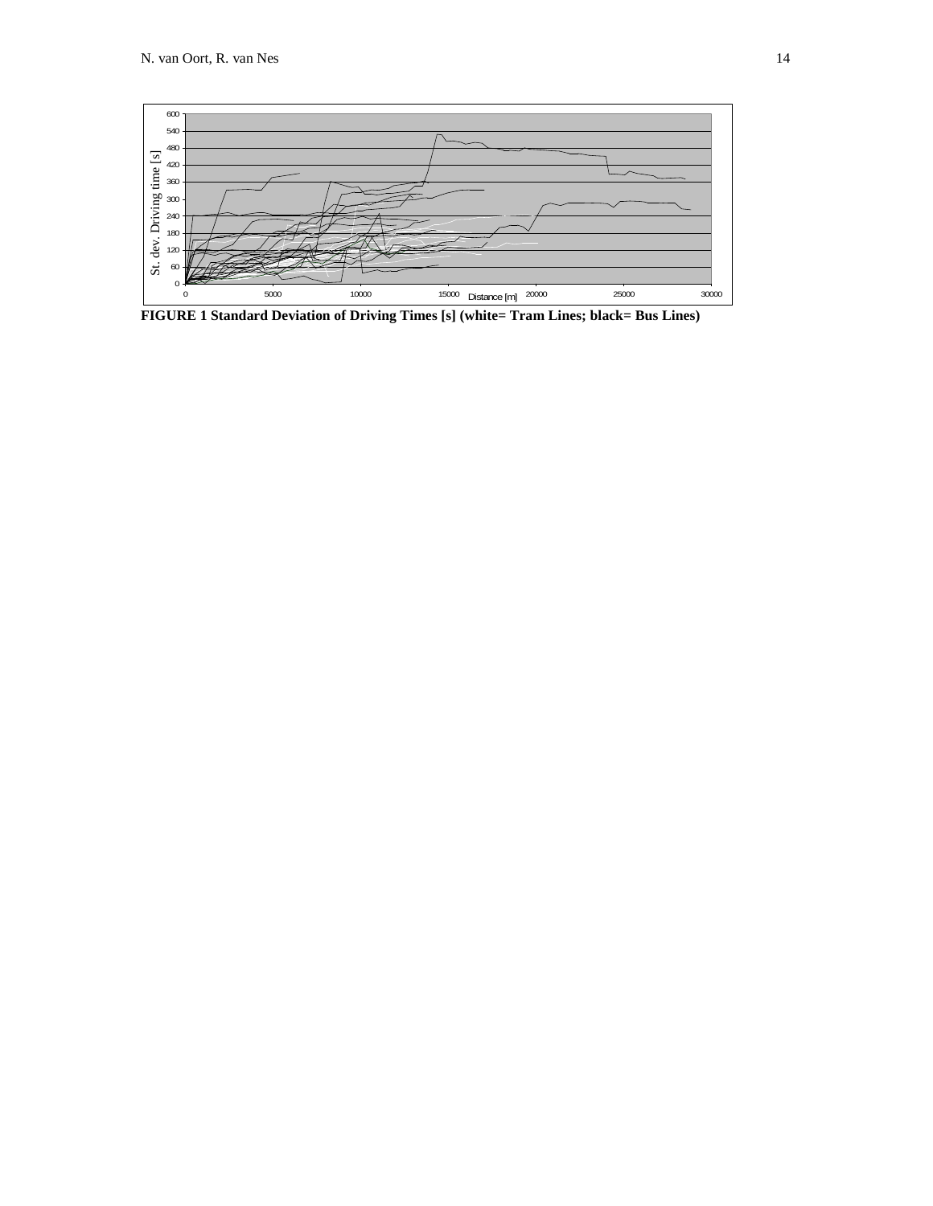**FIGURE 1 Standard Deviation of Driving Times [s] (white= Tram Lines; black= Bus Lines)**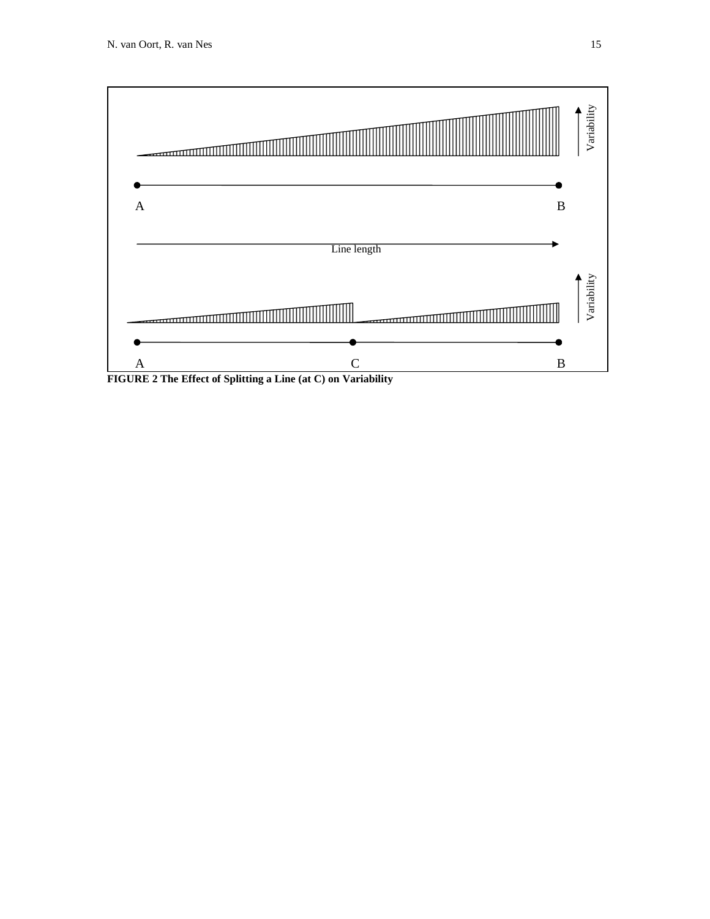**FIGURE 2 The Effect of Splitting a Line (at C) on Variability**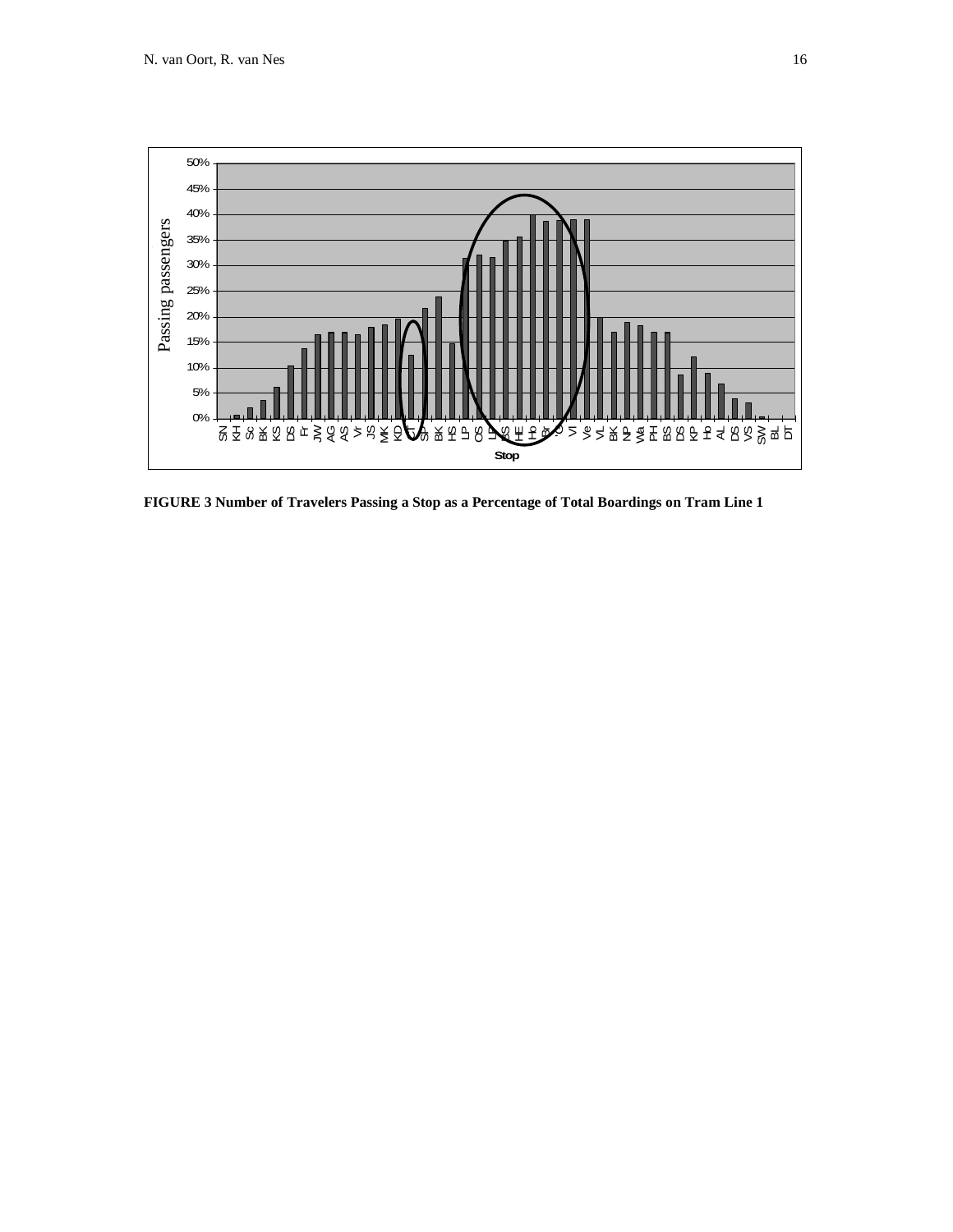**FIGURE 3 Number of Travelers Passing a Stop as a Percentage of Total Boardings on Tram Line 1**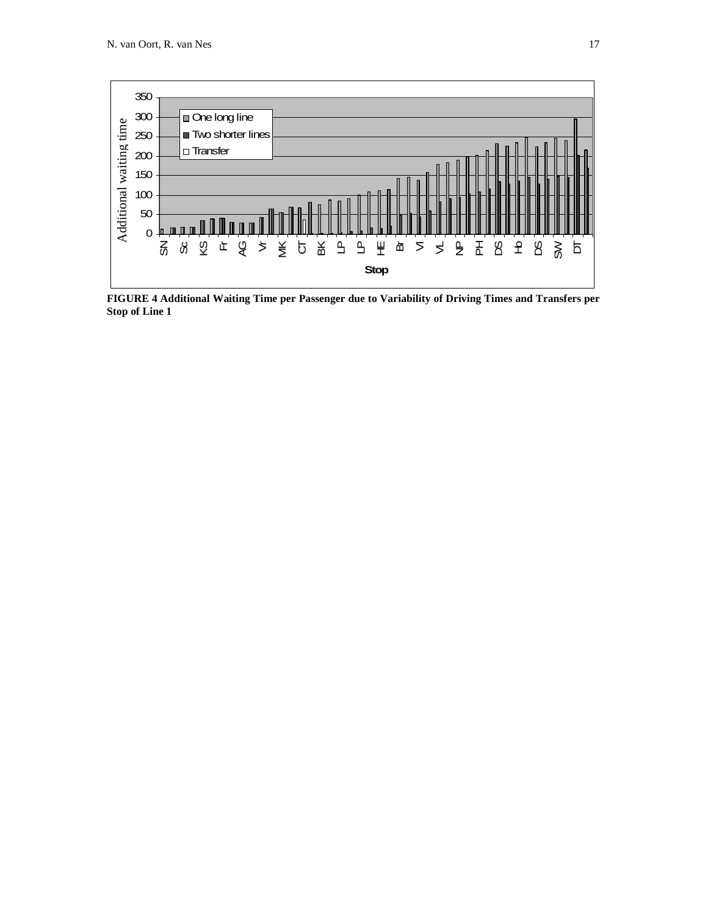**FIGURE 4 Additional Waiting Time per Passenger due to Variability of Driving Times and Transfers per Stop of Line 1**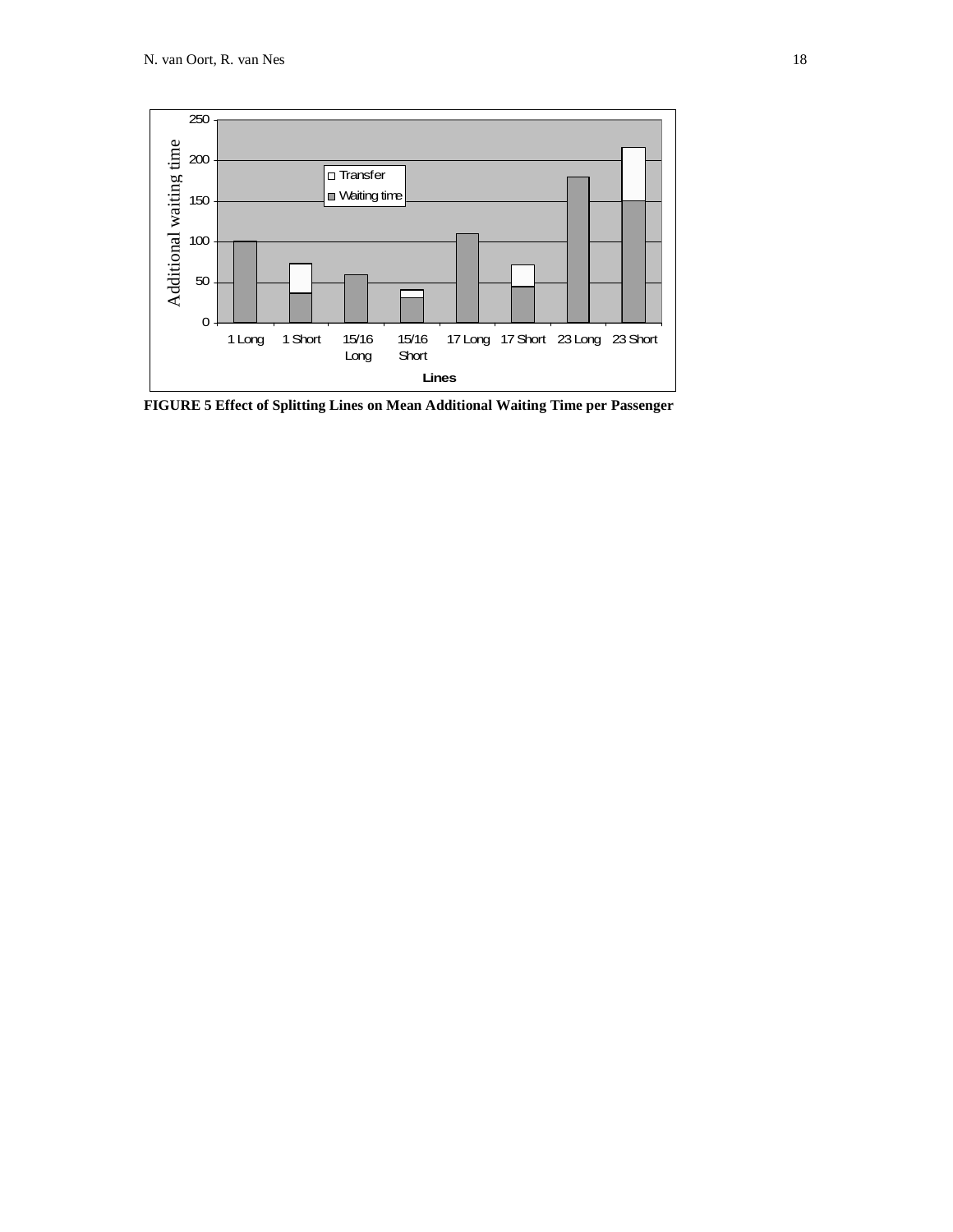FIGURE 5 Effect of Splitting Lines on Mean Additional Waiting Time per Passenger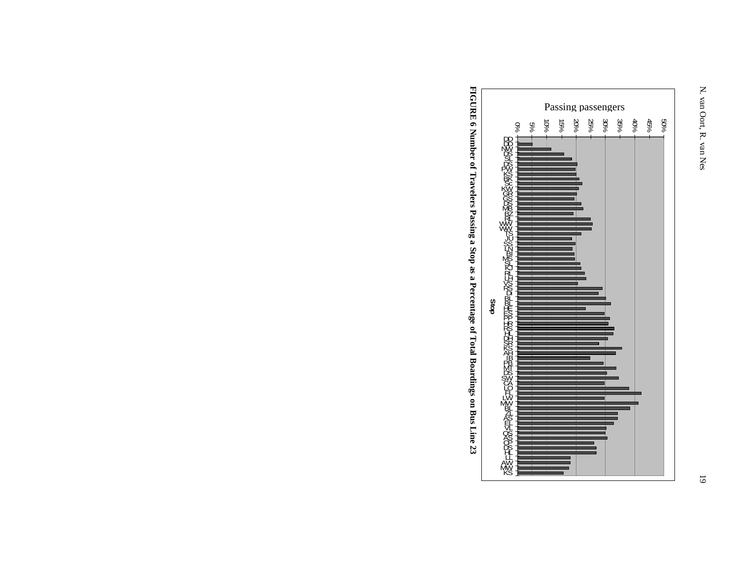**FIGURE 6 Number of Travelers Passing a Stop as a Percentage of Total Boardings on Bus Line 23**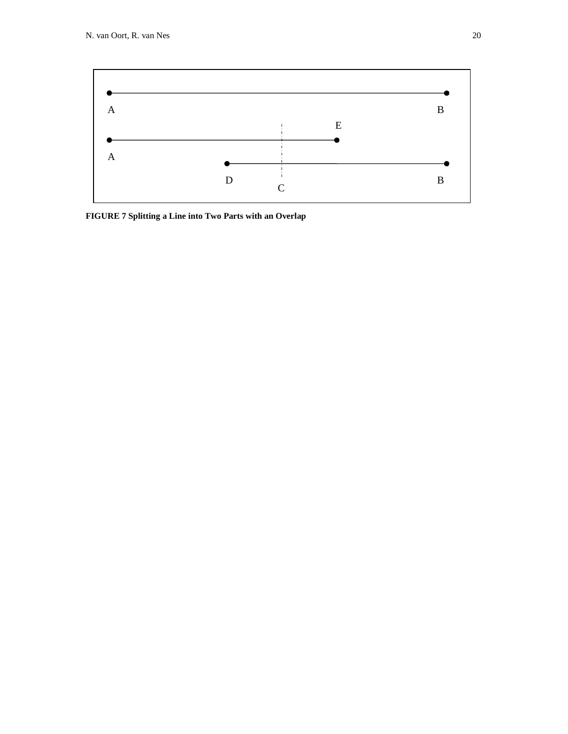A

B

E

A

D

C

B

**FIGURE 7 Splitting a Line into Two Parts with an Overlap**